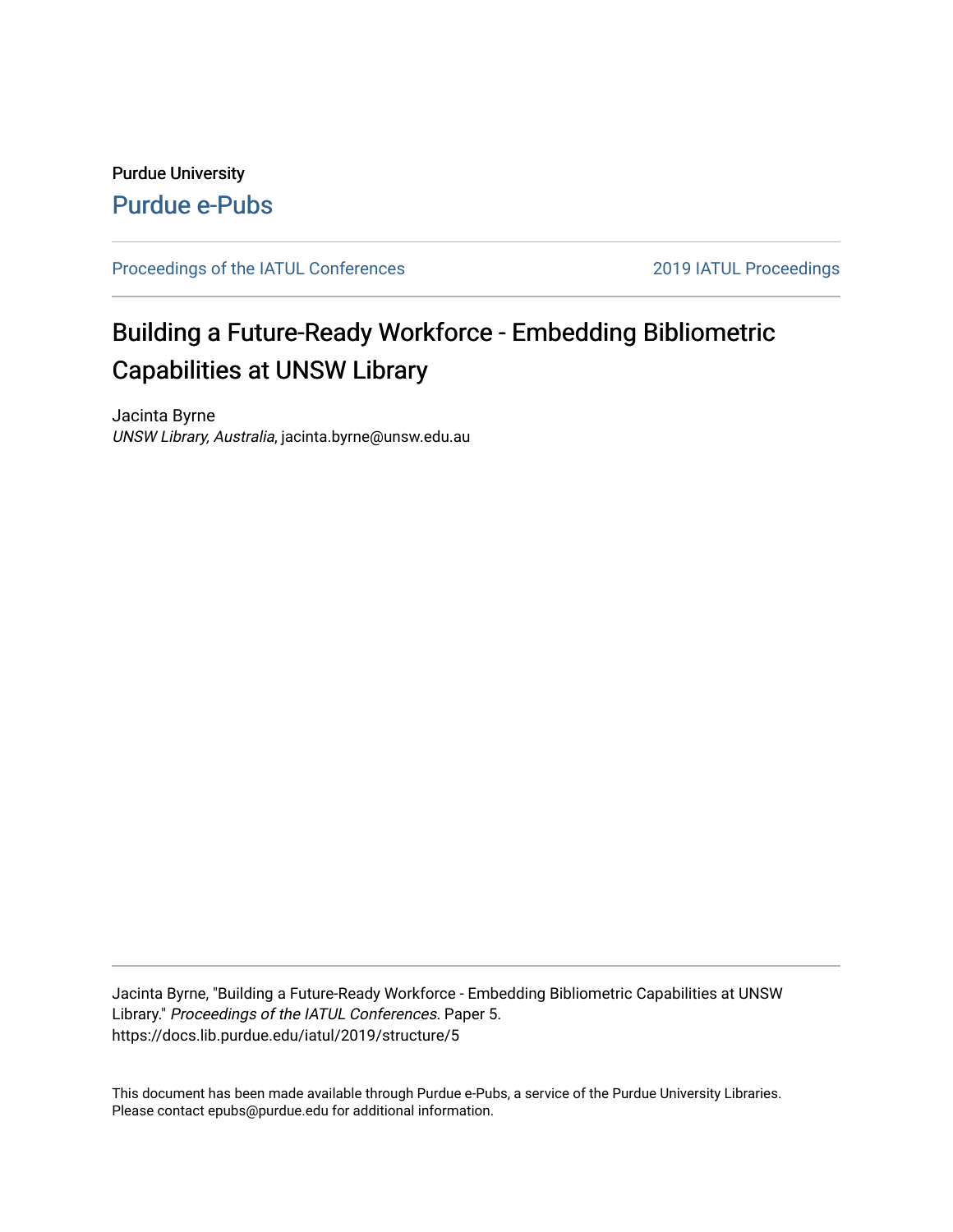Purdue University

Purdue e-Pubs

Proceedings of the IATUL Conferences

2019 IATUL Proceedings

# Building a Future-Ready Workforce - Embedding Bibliometric Capabilities at UNSW Library

Jacinta Byrne

*UNSW Library, Australia*, jacinta.byrne@unsw.edu.au

Jacinta Byrne, "Building a Future-Ready Workforce - Embedding Bibliometric Capabilities at UNSW Library." *Proceedings of the IATUL Conferences.* Paper 5.
https://docs.lib.purdue.edu/iatul/2019/structure/5

This document has been made available through Purdue e-Pubs, a service of the Purdue University Libraries. Please contact epubs@purdue.edu for additional information.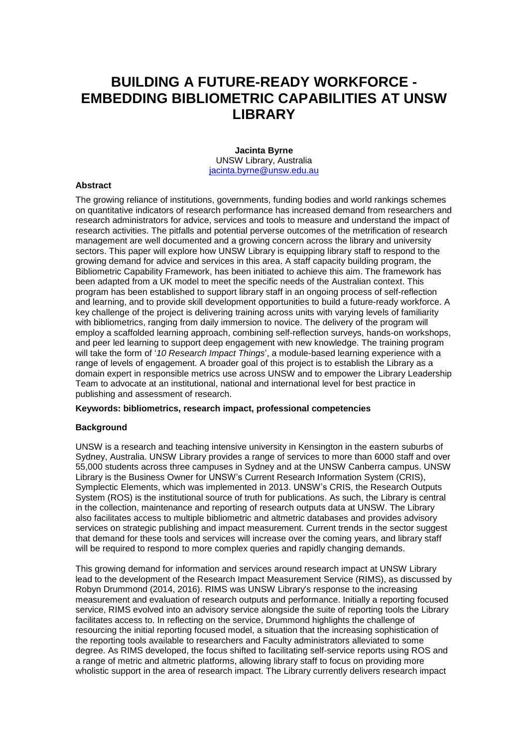# BUILDING A FUTURE-READY WORKFORCE - EMBEDDING BIBLIOMETRIC CAPABILITIES AT UNSW LIBRARY

**Jacinta Byrne**
UNSW Library, Australia
jacinta.byrne@unsw.edu.au

### Abstract

The growing reliance of institutions, governments, funding bodies and world rankings schemes on quantitative indicators of research performance has increased demand from researchers and research administrators for advice, services and tools to measure and understand the impact of research activities. The pitfalls and potential perverse outcomes of the metrification of research management are well documented and a growing concern across the library and university sectors. This paper will explore how UNSW Library is equipping library staff to respond to the growing demand for advice and services in this area. A staff capacity building program, the Bibliometric Capability Framework, has been initiated to achieve this aim. The framework has been adapted from a UK model to meet the specific needs of the Australian context. This program has been established to support library staff in an ongoing process of self-reflection and learning, and to provide skill development opportunities to build a future-ready workforce. A key challenge of the project is delivering training across units with varying levels of familiarity with bibliometrics, ranging from daily immersion to novice. The delivery of the program will employ a scaffolded learning approach, combining self-reflection surveys, hands-on workshops, and peer led learning to support deep engagement with new knowledge. The training program will take the form of '*10 Research Impact Things*', a module-based learning experience with a range of levels of engagement. A broader goal of this project is to establish the Library as a domain expert in responsible metrics use across UNSW and to empower the Library Leadership Team to advocate at an institutional, national and international level for best practice in publishing and assessment of research.

**Keywords: bibliometrics, research impact, professional competencies**

### Background

UNSW is a research and teaching intensive university in Kensington in the eastern suburbs of Sydney, Australia. UNSW Library provides a range of services to more than 6000 staff and over 55,000 students across three campuses in Sydney and at the UNSW Canberra campus. UNSW Library is the Business Owner for UNSW's Current Research Information System (CRIS), Symplectic Elements, which was implemented in 2013. UNSW's CRIS, the Research Outputs System (ROS) is the institutional source of truth for publications. As such, the Library is central in the collection, maintenance and reporting of research outputs data at UNSW. The Library also facilitates access to multiple bibliometric and altmetric databases and provides advisory services on strategic publishing and impact measurement. Current trends in the sector suggest that demand for these tools and services will increase over the coming years, and library staff will be required to respond to more complex queries and rapidly changing demands.

This growing demand for information and services around research impact at UNSW Library lead to the development of the Research Impact Measurement Service (RIMS), as discussed by Robyn Drummond (2014, 2016). RIMS was UNSW Library's response to the increasing measurement and evaluation of research outputs and performance. Initially a reporting focused service, RIMS evolved into an advisory service alongside the suite of reporting tools the Library facilitates access to. In reflecting on the service, Drummond highlights the challenge of resourcing the initial reporting focused model, a situation that the increasing sophistication of the reporting tools available to researchers and Faculty administrators alleviated to some degree. As RIMS developed, the focus shifted to facilitating self-service reports using ROS and a range of metric and altmetric platforms, allowing library staff to focus on providing more wholistic support in the area of research impact. The Library currently delivers research impact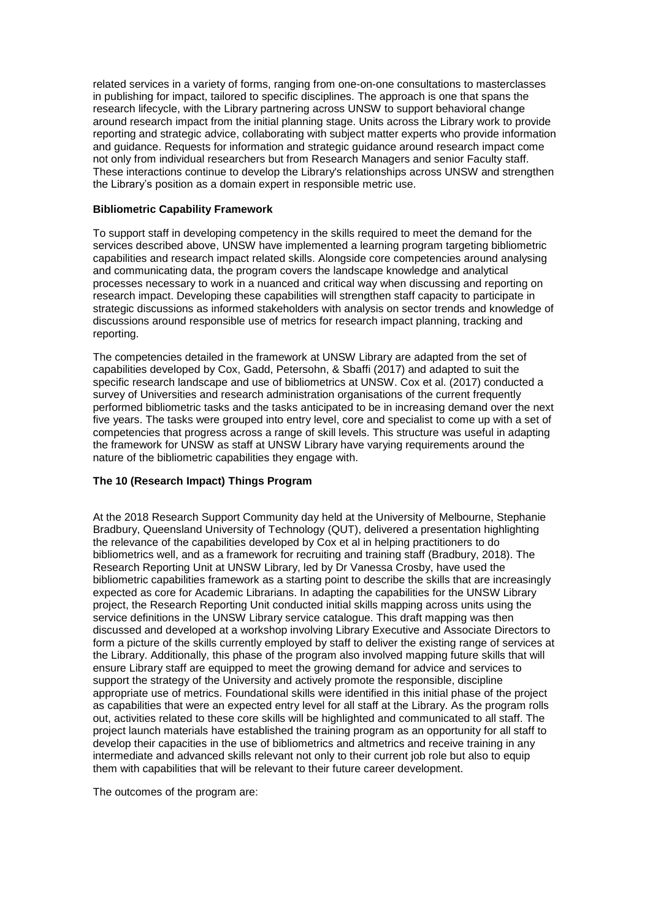related services in a variety of forms, ranging from one-on-one consultations to masterclasses in publishing for impact, tailored to specific disciplines. The approach is one that spans the research lifecycle, with the Library partnering across UNSW to support behavioral change around research impact from the initial planning stage. Units across the Library work to provide reporting and strategic advice, collaborating with subject matter experts who provide information and guidance. Requests for information and strategic guidance around research impact come not only from individual researchers but from Research Managers and senior Faculty staff. These interactions continue to develop the Library's relationships across UNSW and strengthen the Library's position as a domain expert in responsible metric use.

**Bibliometric Capability Framework**

To support staff in developing competency in the skills required to meet the demand for the services described above, UNSW have implemented a learning program targeting bibliometric capabilities and research impact related skills. Alongside core competencies around analysing and communicating data, the program covers the landscape knowledge and analytical processes necessary to work in a nuanced and critical way when discussing and reporting on research impact. Developing these capabilities will strengthen staff capacity to participate in strategic discussions as informed stakeholders with analysis on sector trends and knowledge of discussions around responsible use of metrics for research impact planning, tracking and reporting.

The competencies detailed in the framework at UNSW Library are adapted from the set of capabilities developed by Cox, Gadd, Petersohn, & Sbaffi (2017) and adapted to suit the specific research landscape and use of bibliometrics at UNSW. Cox et al. (2017) conducted a survey of Universities and research administration organisations of the current frequently performed bibliometric tasks and the tasks anticipated to be in increasing demand over the next five years. The tasks were grouped into entry level, core and specialist to come up with a set of competencies that progress across a range of skill levels. This structure was useful in adapting the framework for UNSW as staff at UNSW Library have varying requirements around the nature of the bibliometric capabilities they engage with.

**The 10 (Research Impact) Things Program**

At the 2018 Research Support Community day held at the University of Melbourne, Stephanie Bradbury, Queensland University of Technology (QUT), delivered a presentation highlighting the relevance of the capabilities developed by Cox et al in helping practitioners to do bibliometrics well, and as a framework for recruiting and training staff (Bradbury, 2018). The Research Reporting Unit at UNSW Library, led by Dr Vanessa Crosby, have used the bibliometric capabilities framework as a starting point to describe the skills that are increasingly expected as core for Academic Librarians. In adapting the capabilities for the UNSW Library project, the Research Reporting Unit conducted initial skills mapping across units using the service definitions in the UNSW Library service catalogue. This draft mapping was then discussed and developed at a workshop involving Library Executive and Associate Directors to form a picture of the skills currently employed by staff to deliver the existing range of services at the Library. Additionally, this phase of the program also involved mapping future skills that will ensure Library staff are equipped to meet the growing demand for advice and services to support the strategy of the University and actively promote the responsible, discipline appropriate use of metrics. Foundational skills were identified in this initial phase of the project as capabilities that were an expected entry level for all staff at the Library. As the program rolls out, activities related to these core skills will be highlighted and communicated to all staff. The project launch materials have established the training program as an opportunity for all staff to develop their capacities in the use of bibliometrics and altmetrics and receive training in any intermediate and advanced skills relevant not only to their current job role but also to equip them with capabilities that will be relevant to their future career development.

The outcomes of the program are: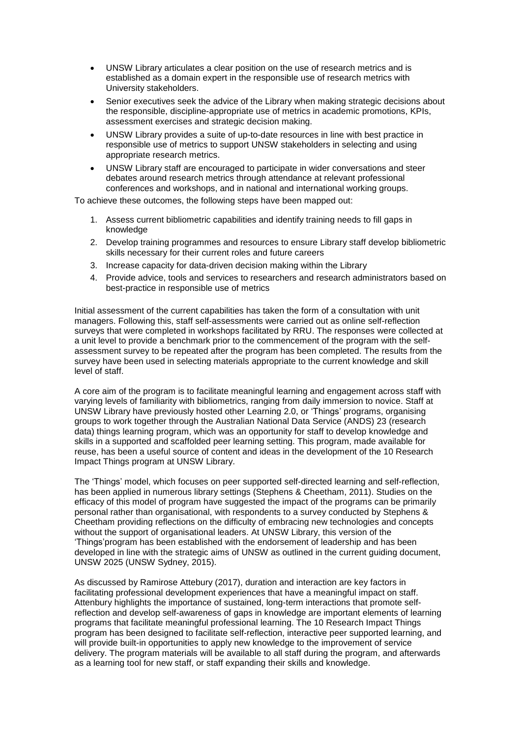- UNSW Library articulates a clear position on the use of research metrics and is established as a domain expert in the responsible use of research metrics with University stakeholders.
- Senior executives seek the advice of the Library when making strategic decisions about the responsible, discipline-appropriate use of metrics in academic promotions, KPIs, assessment exercises and strategic decision making.
- UNSW Library provides a suite of up-to-date resources in line with best practice in responsible use of metrics to support UNSW stakeholders in selecting and using appropriate research metrics.
- UNSW Library staff are encouraged to participate in wider conversations and steer debates around research metrics through attendance at relevant professional conferences and workshops, and in national and international working groups.

To achieve these outcomes, the following steps have been mapped out:

1. Assess current bibliometric capabilities and identify training needs to fill gaps in knowledge
2. Develop training programmes and resources to ensure Library staff develop bibliometric skills necessary for their current roles and future careers
3. Increase capacity for data-driven decision making within the Library
4. Provide advice, tools and services to researchers and research administrators based on best-practice in responsible use of metrics

Initial assessment of the current capabilities has taken the form of a consultation with unit managers. Following this, staff self-assessments were carried out as online self-reflection surveys that were completed in workshops facilitated by RRU. The responses were collected at a unit level to provide a benchmark prior to the commencement of the program with the self-assessment survey to be repeated after the program has been completed. The results from the survey have been used in selecting materials appropriate to the current knowledge and skill level of staff.

A core aim of the program is to facilitate meaningful learning and engagement across staff with varying levels of familiarity with bibliometrics, ranging from daily immersion to novice. Staff at UNSW Library have previously hosted other Learning 2.0, or 'Things' programs, organising groups to work together through the Australian National Data Service (ANDS) 23 (research data) things learning program, which was an opportunity for staff to develop knowledge and skills in a supported and scaffolded peer learning setting. This program, made available for reuse, has been a useful source of content and ideas in the development of the 10 Research Impact Things program at UNSW Library.

The 'Things' model, which focuses on peer supported self-directed learning and self-reflection, has been applied in numerous library settings (Stephens & Cheetham, 2011). Studies on the efficacy of this model of program have suggested the impact of the programs can be primarily personal rather than organisational, with respondents to a survey conducted by Stephens & Cheetham providing reflections on the difficulty of embracing new technologies and concepts without the support of organisational leaders. At UNSW Library, this version of the 'Things'program has been established with the endorsement of leadership and has been developed in line with the strategic aims of UNSW as outlined in the current guiding document, UNSW 2025 (UNSW Sydney, 2015).

As discussed by Ramirose Attebury (2017), duration and interaction are key factors in facilitating professional development experiences that have a meaningful impact on staff. Attenbury highlights the importance of sustained, long-term interactions that promote self-reflection and develop self-awareness of gaps in knowledge are important elements of learning programs that facilitate meaningful professional learning. The 10 Research Impact Things program has been designed to facilitate self-reflection, interactive peer supported learning, and will provide built-in opportunities to apply new knowledge to the improvement of service delivery. The program materials will be available to all staff during the program, and afterwards as a learning tool for new staff, or staff expanding their skills and knowledge.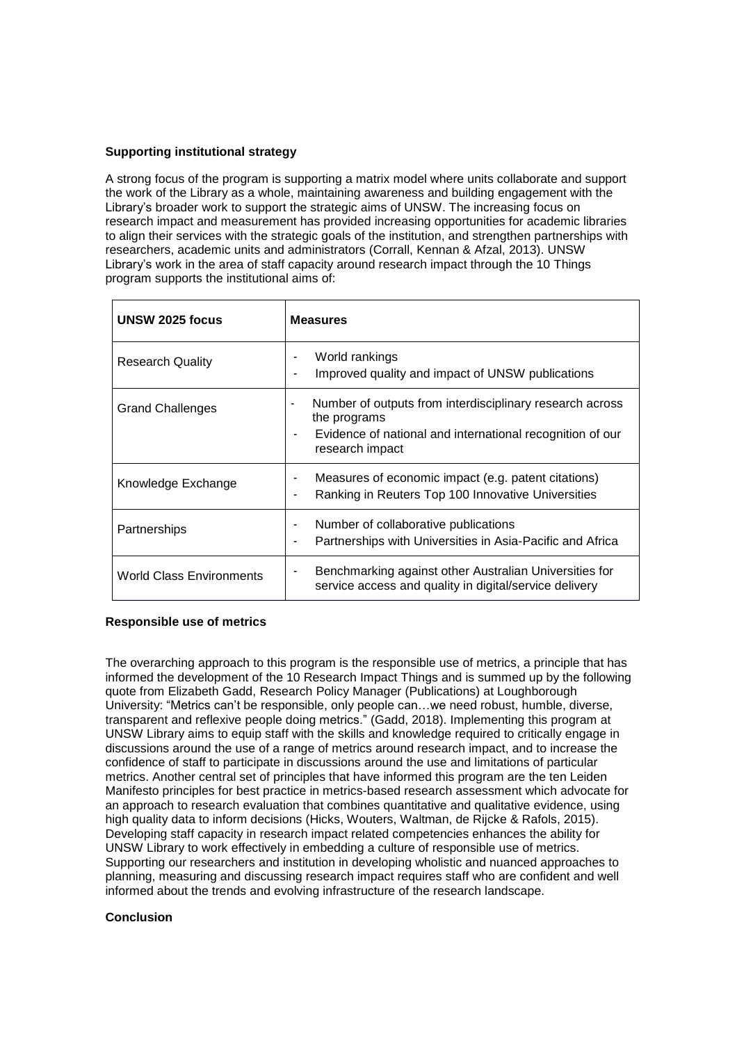**Supporting institutional strategy**

A strong focus of the program is supporting a matrix model where units collaborate and support the work of the Library as a whole, maintaining awareness and building engagement with the Library's broader work to support the strategic aims of UNSW. The increasing focus on research impact and measurement has provided increasing opportunities for academic libraries to align their services with the strategic goals of the institution, and strengthen partnerships with researchers, academic units and administrators (Corrall, Kennan & Afzal, 2013). UNSW Library's work in the area of staff capacity around research impact through the 10 Things program supports the institutional aims of:

| UNSW 2025 focus | Measures |
|---|---|
| Research Quality | - World rankings<br>- Improved quality and impact of UNSW publications |
| Grand Challenges | - Number of outputs from interdisciplinary research across the programs<br>- Evidence of national and international recognition of our research impact |
| Knowledge Exchange | - Measures of economic impact (e.g. patent citations)<br>- Ranking in Reuters Top 100 Innovative Universities |
| Partnerships | - Number of collaborative publications<br>- Partnerships with Universities in Asia-Pacific and Africa |
| World Class Environments | - Benchmarking against other Australian Universities for service access and quality in digital/service delivery |

**Responsible use of metrics**

The overarching approach to this program is the responsible use of metrics, a principle that has informed the development of the 10 Research Impact Things and is summed up by the following quote from Elizabeth Gadd, Research Policy Manager (Publications) at Loughborough University: "Metrics can't be responsible, only people can…we need robust, humble, diverse, transparent and reflexive people doing metrics." (Gadd, 2018). Implementing this program at UNSW Library aims to equip staff with the skills and knowledge required to critically engage in discussions around the use of a range of metrics around research impact, and to increase the confidence of staff to participate in discussions around the use and limitations of particular metrics. Another central set of principles that have informed this program are the ten Leiden Manifesto principles for best practice in metrics-based research assessment which advocate for an approach to research evaluation that combines quantitative and qualitative evidence, using high quality data to inform decisions (Hicks, Wouters, Waltman, de Rijcke & Rafols, 2015). Developing staff capacity in research impact related competencies enhances the ability for UNSW Library to work effectively in embedding a culture of responsible use of metrics. Supporting our researchers and institution in developing wholistic and nuanced approaches to planning, measuring and discussing research impact requires staff who are confident and well informed about the trends and evolving infrastructure of the research landscape.

**Conclusion**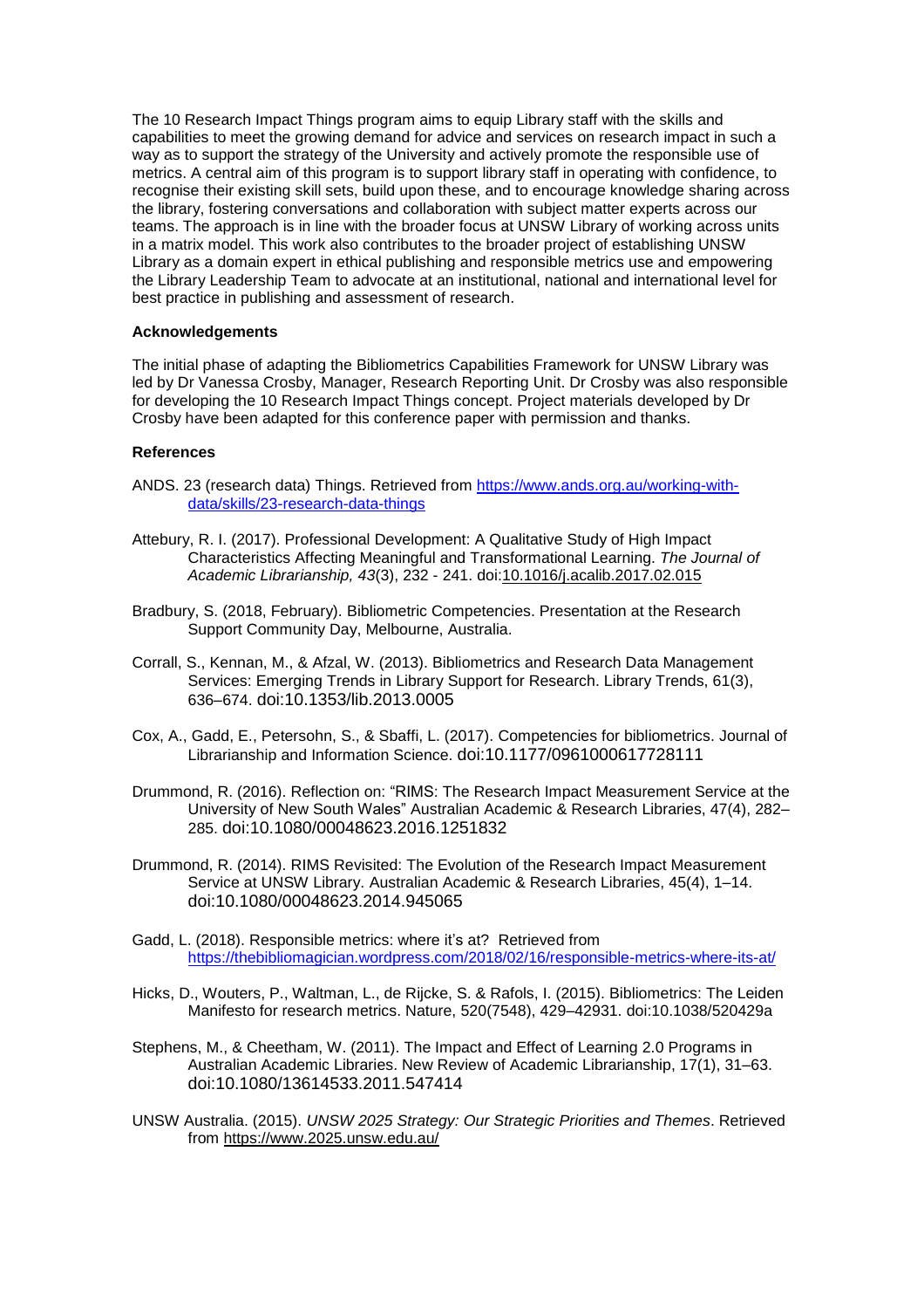The 10 Research Impact Things program aims to equip Library staff with the skills and capabilities to meet the growing demand for advice and services on research impact in such a way as to support the strategy of the University and actively promote the responsible use of metrics. A central aim of this program is to support library staff in operating with confidence, to recognise their existing skill sets, build upon these, and to encourage knowledge sharing across the library, fostering conversations and collaboration with subject matter experts across our teams. The approach is in line with the broader focus at UNSW Library of working across units in a matrix model. This work also contributes to the broader project of establishing UNSW Library as a domain expert in ethical publishing and responsible metrics use and empowering the Library Leadership Team to advocate at an institutional, national and international level for best practice in publishing and assessment of research.

**Acknowledgements**

The initial phase of adapting the Bibliometrics Capabilities Framework for UNSW Library was led by Dr Vanessa Crosby, Manager, Research Reporting Unit. Dr Crosby was also responsible for developing the 10 Research Impact Things concept. Project materials developed by Dr Crosby have been adapted for this conference paper with permission and thanks.

**References**

ANDS. 23 (research data) Things. Retrieved from [https://www.ands.org.au/working-with-data/skills/23-research-data-things](https://www.ands.org.au/working-with-data/skills/23-research-data-things)

Attebury, R. I. (2017). Professional Development: A Qualitative Study of High Impact Characteristics Affecting Meaningful and Transformational Learning. *The Journal of Academic Librarianship, 43*(3), 232 - 241. doi:10.1016/j.acalib.2017.02.015

Bradbury, S. (2018, February). Bibliometric Competencies. Presentation at the Research Support Community Day, Melbourne, Australia.

Corrall, S., Kennan, M., & Afzal, W. (2013). Bibliometrics and Research Data Management Services: Emerging Trends in Library Support for Research. Library Trends, 61(3), 636–674. doi:10.1353/lib.2013.0005

Cox, A., Gadd, E., Petersohn, S., & Sbaffi, L. (2017). Competencies for bibliometrics. Journal of Librarianship and Information Science. doi:10.1177/0961000617728111

Drummond, R. (2016). Reflection on: "RIMS: The Research Impact Measurement Service at the University of New South Wales" Australian Academic & Research Libraries, 47(4), 282–285. doi:10.1080/00048623.2016.1251832

Drummond, R. (2014). RIMS Revisited: The Evolution of the Research Impact Measurement Service at UNSW Library. Australian Academic & Research Libraries, 45(4), 1–14. doi:10.1080/00048623.2014.945065

Gadd, L. (2018). Responsible metrics: where it's at? Retrieved from [https://thebibliomagician.wordpress.com/2018/02/16/responsible-metrics-where-its-at/](https://thebibliomagician.wordpress.com/2018/02/16/responsible-metrics-where-its-at/)

Hicks, D., Wouters, P., Waltman, L., de Rijcke, S. & Rafols, I. (2015). Bibliometrics: The Leiden Manifesto for research metrics. Nature, 520(7548), 429–42931. doi:10.1038/520429a

Stephens, M., & Cheetham, W. (2011). The Impact and Effect of Learning 2.0 Programs in Australian Academic Libraries. New Review of Academic Librarianship, 17(1), 31–63. doi:10.1080/13614533.2011.547414

UNSW Australia. (2015). *UNSW 2025 Strategy: Our Strategic Priorities and Themes*. Retrieved from [https://www.2025.unsw.edu.au/](https://www.2025.unsw.edu.au/)